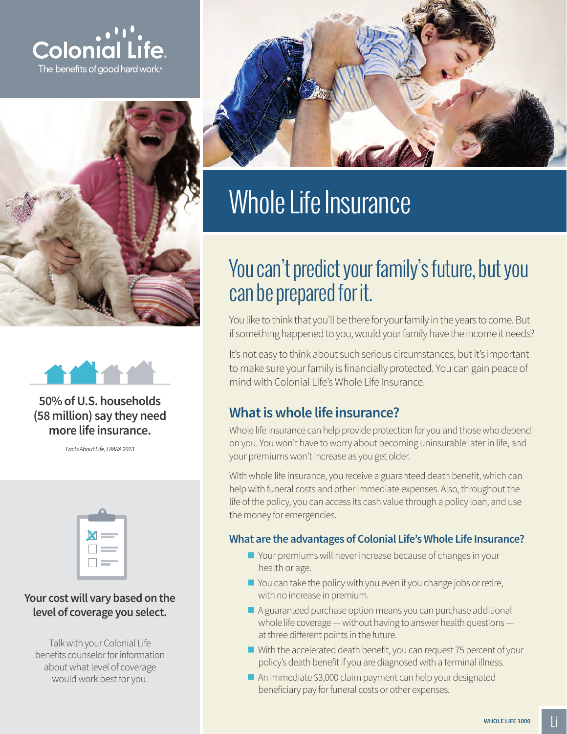Colonial Life
The benefits of good hard work.®

# Whole Life Insurance

## You can't predict your family's future, but you can be prepared for it.

You like to think that you'll be there for your family in the years to come. But if something happened to you, would your family have the income it needs?

It's not easy to think about such serious circumstances, but it's important to make sure your family is financially protected. You can gain peace of mind with Colonial Life's Whole Life Insurance.

### What is whole life insurance?

Whole life insurance can help provide protection for you and those who depend on you. You won't have to worry about becoming uninsurable later in life, and your premiums won't increase as you get older.

With whole life insurance, you receive a guaranteed death benefit, which can help with funeral costs and other immediate expenses. Also, throughout the life of the policy, you can access its cash value through a policy loan, and use the money for emergencies.

#### What are the advantages of Colonial Life's Whole Life Insurance?

- Your premiums will never increase because of changes in your health or age.
- You can take the policy with you even if you change jobs or retire, with no increase in premium.
- A guaranteed purchase option means you can purchase additional whole life coverage — without having to answer health questions — at three different points in the future.
- With the accelerated death benefit, you can request 75 percent of your policy's death benefit if you are diagnosed with a terminal illness.
- An immediate $3,000 claim payment can help your designated beneficiary pay for funeral costs or other expenses.

**50% of U.S. households (58 million) say they need more life insurance.**

*Facts About Life, LIMRA 2013*

**Your cost will vary based on the level of coverage you select.**

Talk with your Colonial Life benefits counselor for information about what level of coverage would work best for you.

WHOLE LIFE 1000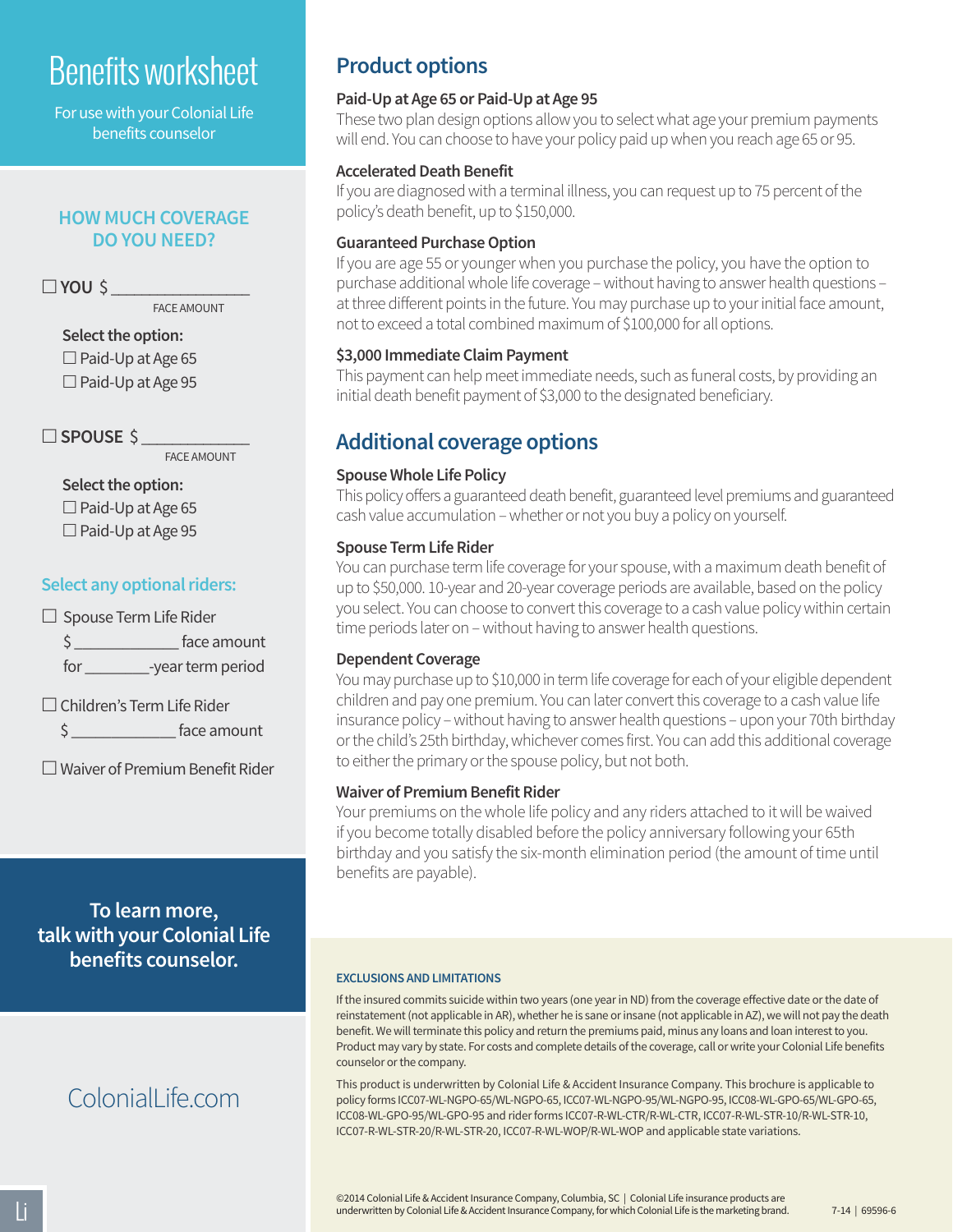# Benefits worksheet

For use with your Colonial Life benefits counselor

## HOW MUCH COVERAGE DO YOU NEED?

☐ **YOU** $ ________________
FACE AMOUNT

**Select the option:**
☐ Paid-Up at Age 65
☐ Paid-Up at Age 95

☐ **SPOUSE** $ ____________
FACE AMOUNT

**Select the option:**
☐ Paid-Up at Age 65
☐ Paid-Up at Age 95

### Select any optional riders:

☐ Spouse Term Life Rider
$ ____________ face amount
for ________-year term period

☐ Children's Term Life Rider
$ ____________ face amount

☐ Waiver of Premium Benefit Rider

**To learn more, talk with your Colonial Life benefits counselor.**

ColonialLife.com

## Product options

**Paid-Up at Age 65 or Paid-Up at Age 95**
These two plan design options allow you to select what age your premium payments will end. You can choose to have your policy paid up when you reach age 65 or 95.

**Accelerated Death Benefit**
If you are diagnosed with a terminal illness, you can request up to 75 percent of the policy's death benefit, up to $150,000.

**Guaranteed Purchase Option**
If you are age 55 or younger when you purchase the policy, you have the option to purchase additional whole life coverage – without having to answer health questions – at three different points in the future. You may purchase up to your initial face amount, not to exceed a total combined maximum of $100,000 for all options.

**$3,000 Immediate Claim Payment**
This payment can help meet immediate needs, such as funeral costs, by providing an initial death benefit payment of $3,000 to the designated beneficiary.

## Additional coverage options

**Spouse Whole Life Policy**
This policy offers a guaranteed death benefit, guaranteed level premiums and guaranteed cash value accumulation – whether or not you buy a policy on yourself.

**Spouse Term Life Rider**
You can purchase term life coverage for your spouse, with a maximum death benefit of up to $50,000. 10-year and 20-year coverage periods are available, based on the policy you select. You can choose to convert this coverage to a cash value policy within certain time periods later on – without having to answer health questions.

**Dependent Coverage**
You may purchase up to $10,000 in term life coverage for each of your eligible dependent children and pay one premium. You can later convert this coverage to a cash value life insurance policy – without having to answer health questions – upon your 70th birthday or the child's 25th birthday, whichever comes first. You can add this additional coverage to either the primary or the spouse policy, but not both.

**Waiver of Premium Benefit Rider**
Your premiums on the whole life policy and any riders attached to it will be waived if you become totally disabled before the policy anniversary following your 65th birthday and you satisfy the six-month elimination period (the amount of time until benefits are payable).

### EXCLUSIONS AND LIMITATIONS

If the insured commits suicide within two years (one year in ND) from the coverage effective date or the date of reinstatement (not applicable in AR), whether he is sane or insane (not applicable in AZ), we will not pay the death benefit. We will terminate this policy and return the premiums paid, minus any loans and loan interest to you. Product may vary by state. For costs and complete details of the coverage, call or write your Colonial Life benefits counselor or the company.

This product is underwritten by Colonial Life & Accident Insurance Company. This brochure is applicable to policy forms ICC07-WL-NGPO-65/WL-NGPO-65, ICC07-WL-NGPO-95/WL-NGPO-95, ICC08-WL-GPO-65/WL-GPO-65, ICC08-WL-GPO-95/WL-GPO-95 and rider forms ICC07-R-WL-CTR/R-WL-CTR, ICC07-R-WL-STR-10/R-WL-STR-10, ICC07-R-WL-STR-20/R-WL-STR-20, ICC07-R-WL-WOP/R-WL-WOP and applicable state variations.

©2014 Colonial Life & Accident Insurance Company, Columbia, SC | Colonial Life insurance products are underwritten by Colonial Life & Accident Insurance Company, for which Colonial Life is the marketing brand.

7-14 | 69596-6